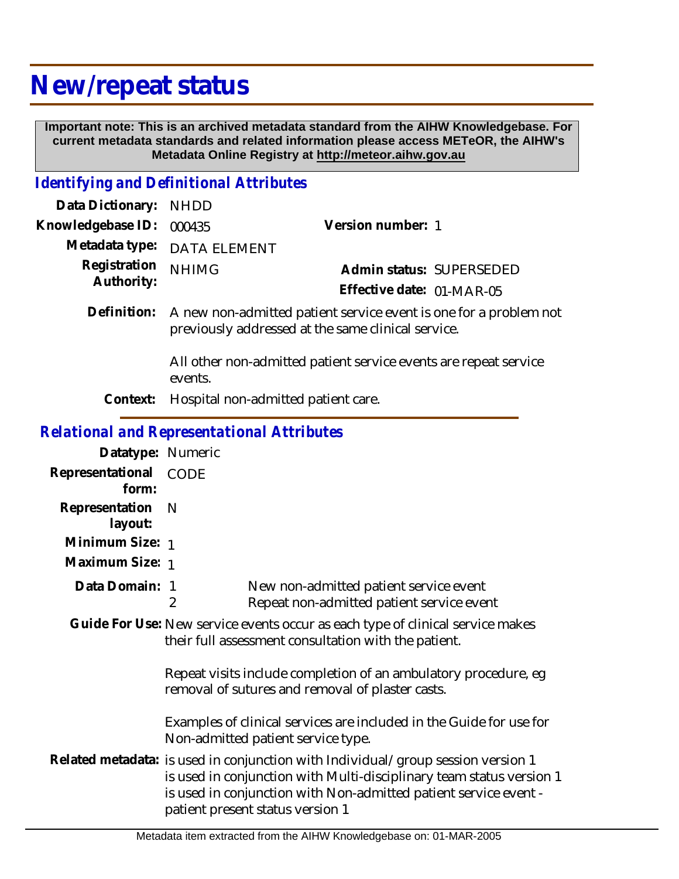# New/repeat status

**Important note: This is an archived metadata standard from the AIHW Knowledgebase. For current metadata standards and related information please access METeOR, the AIHW's Metadata Online Registry at http://meteor.aihw.gov.au**

## *Identifying and Definitional Attributes*

**Data Dictionary:** NHDD

**Knowledgebase ID:** 000435

**Version number:** 1

**Metadata type:** DATA ELEMENT

**Registration Authority:** NHIMG

**Admin status:** SUPERSEDED

**Effective date:** 01-MAR-05

**Definition:** A new non-admitted patient service event is one for a problem not previously addressed at the same clinical service.

All other non-admitted patient service events are repeat service events.

**Context:** Hospital non-admitted patient care.

## *Relational and Representational Attributes*

**Datatype:** Numeric

**Representational form:** CODE

**Representation layout:** N

**Minimum Size:** 1

**Maximum Size:** 1

**Data Domain:**

| | |
|---|---|
| 1 | New non-admitted patient service event |
| 2 | Repeat non-admitted patient service event |

**Guide For Use:** New service events occur as each type of clinical service makes their full assessment consultation with the patient.

Repeat visits include completion of an ambulatory procedure, eg removal of sutures and removal of plaster casts.

Examples of clinical services are included in the Guide for use for Non-admitted patient service type.

**Related metadata:** is used in conjunction with Individual/group session version 1
is used in conjunction with Multi-disciplinary team status version 1
is used in conjunction with Non-admitted patient service event - patient present status version 1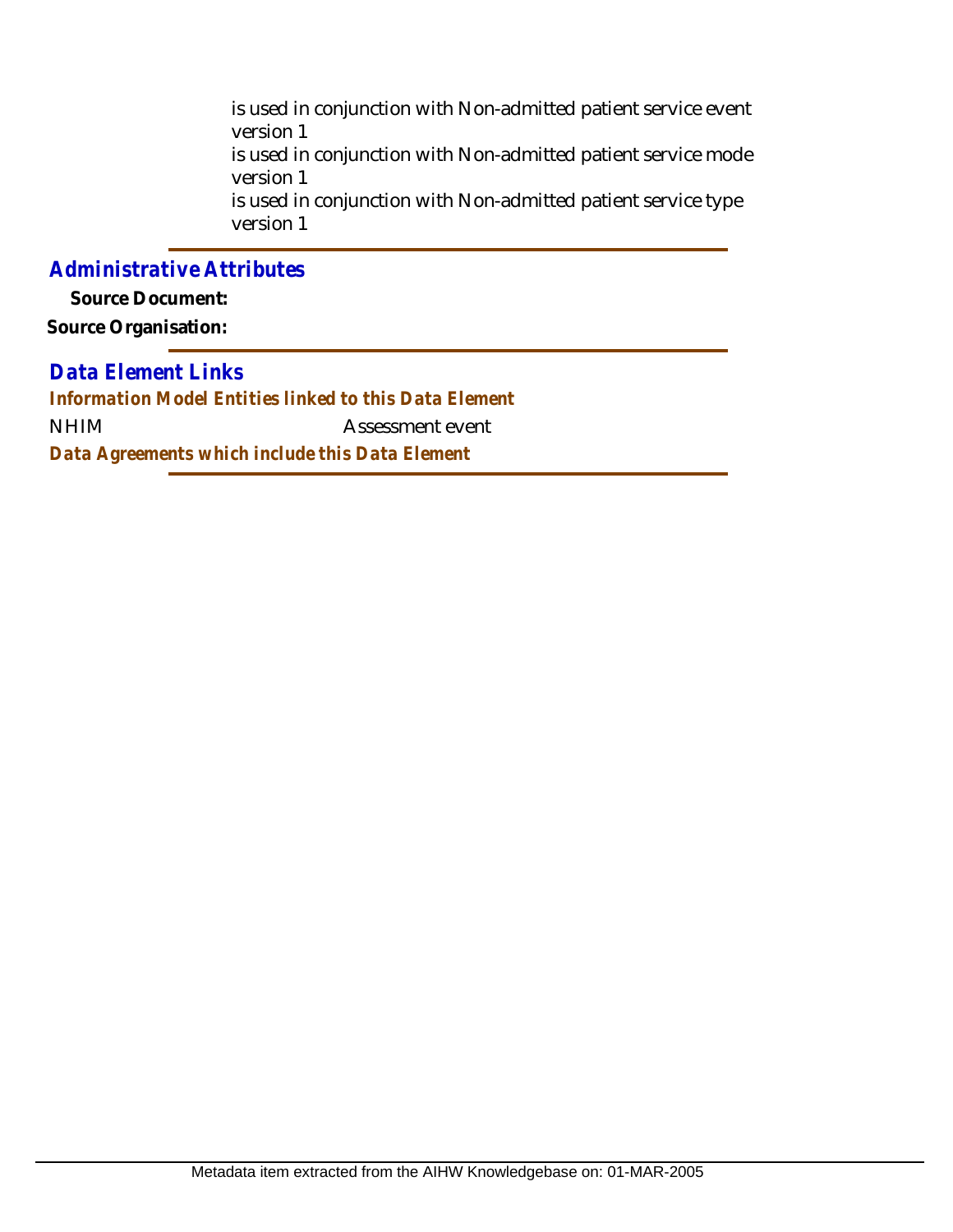is used in conjunction with Non-admitted patient service event version 1

is used in conjunction with Non-admitted patient service mode version 1

is used in conjunction with Non-admitted patient service type version 1

## Administrative Attributes

**Source Document:**

**Source Organisation:**

## Data Element Links

### Information Model Entities linked to this Data Element

| | |
|---|---|
| NHIM | Assessment event |

### Data Agreements which include this Data Element